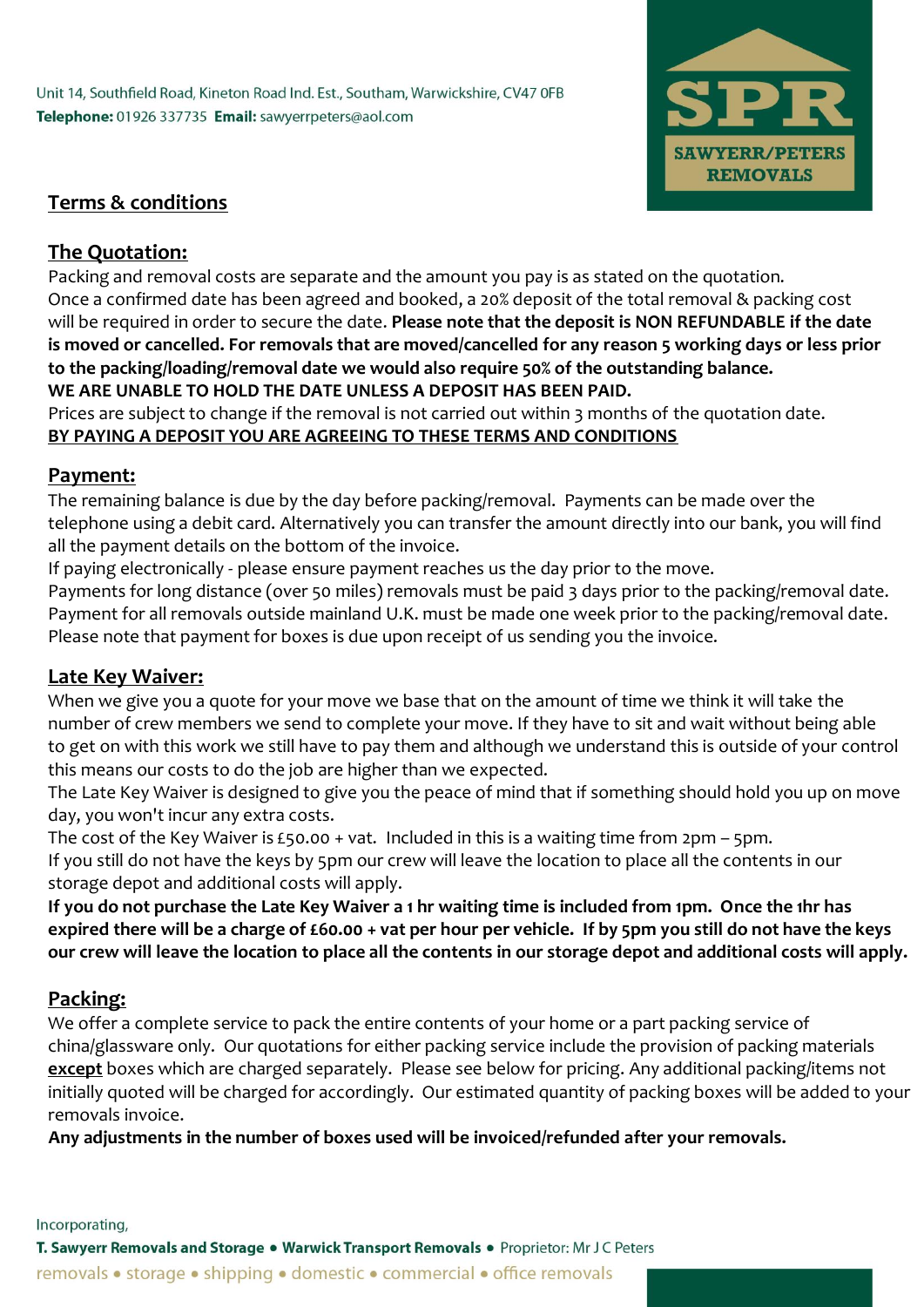Unit 14, Southfield Road, Kineton Road Ind. Est., Southam, Warwickshire, CV47 0FB
**Telephone:** 01926 337735 **Email:** sawyerrpeters@aol.com

SPR
SAWYERR/PETERS REMOVALS

# Terms & conditions

## The Quotation:

Packing and removal costs are separate and the amount you pay is as stated on the quotation.
Once a confirmed date has been agreed and booked, a 20% deposit of the total removal & packing cost will be required in order to secure the date. **Please note that the deposit is NON REFUNDABLE if the date is moved or cancelled. For removals that are moved/cancelled for any reason 5 working days or less prior to the packing/loading/removal date we would also require 50% of the outstanding balance.**
**WE ARE UNABLE TO HOLD THE DATE UNLESS A DEPOSIT HAS BEEN PAID.**
Prices are subject to change if the removal is not carried out within 3 months of the quotation date.
**BY PAYING A DEPOSIT YOU ARE AGREEING TO THESE TERMS AND CONDITIONS**

## Payment:

The remaining balance is due by the day before packing/removal. Payments can be made over the telephone using a debit card. Alternatively you can transfer the amount directly into our bank, you will find all the payment details on the bottom of the invoice.
If paying electronically - please ensure payment reaches us the day prior to the move.
Payments for long distance (over 50 miles) removals must be paid 3 days prior to the packing/removal date.
Payment for all removals outside mainland U.K. must be made one week prior to the packing/removal date.
Please note that payment for boxes is due upon receipt of us sending you the invoice.

## Late Key Waiver:

When we give you a quote for your move we base that on the amount of time we think it will take the number of crew members we send to complete your move. If they have to sit and wait without being able to get on with this work we still have to pay them and although we understand this is outside of your control this means our costs to do the job are higher than we expected.
The Late Key Waiver is designed to give you the peace of mind that if something should hold you up on move day, you won't incur any extra costs.
The cost of the Key Waiver is £50.00 + vat. Included in this is a waiting time from 2pm – 5pm.
If you still do not have the keys by 5pm our crew will leave the location to place all the contents in our storage depot and additional costs will apply.
**If you do not purchase the Late Key Waiver a 1 hr waiting time is included from 1pm. Once the 1hr has expired there will be a charge of £60.00 + vat per hour per vehicle. If by 5pm you still do not have the keys our crew will leave the location to place all the contents in our storage depot and additional costs will apply.**

## Packing:

We offer a complete service to pack the entire contents of your home or a part packing service of china/glassware only. Our quotations for either packing service include the provision of packing materials **except** boxes which are charged separately. Please see below for pricing. Any additional packing/items not initially quoted will be charged for accordingly. Our estimated quantity of packing boxes will be added to your removals invoice.
**Any adjustments in the number of boxes used will be invoiced/refunded after your removals.**

Incorporating,
**T. Sawyerr Removals and Storage • Warwick Transport Removals •** Proprietor: Mr J C Peters
removals • storage • shipping • domestic • commercial • office removals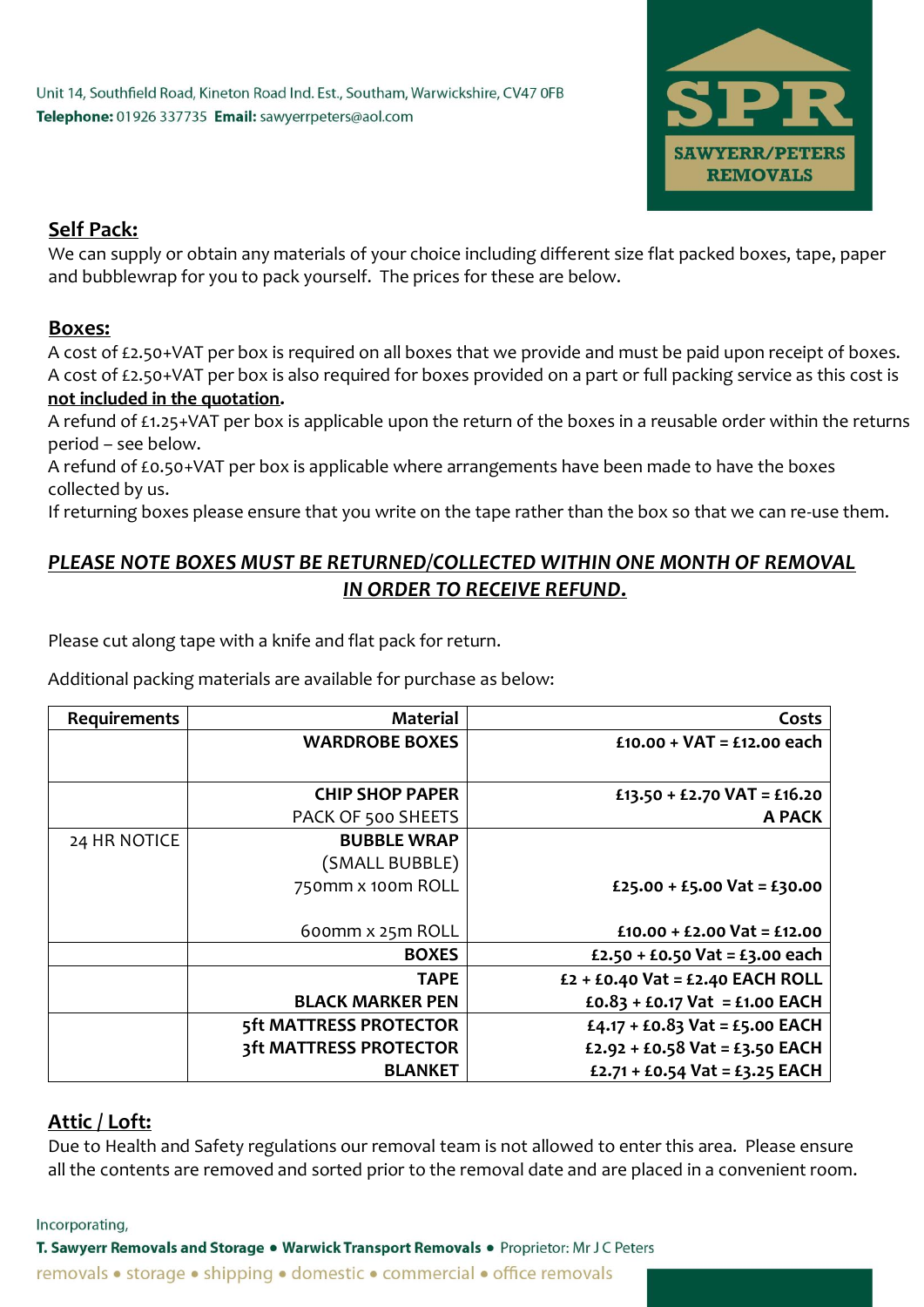Unit 14, Southfield Road, Kineton Road Ind. Est., Southam, Warwickshire, CV47 0FB
**Telephone:** 01926 337735 **Email:** sawyerrpeters@aol.com

SPR
SAWYERR/PETERS REMOVALS

## Self Pack:

We can supply or obtain any materials of your choice including different size flat packed boxes, tape, paper and bubblewrap for you to pack yourself. The prices for these are below.

## Boxes:

A cost of £2.50+VAT per box is required on all boxes that we provide and must be paid upon receipt of boxes.
A cost of £2.50+VAT per box is also required for boxes provided on a part or full packing service as this cost is **not included in the quotation**.
A refund of £1.25+VAT per box is applicable upon the return of the boxes in a reusable order within the returns period – see below.
A refund of £0.50+VAT per box is applicable where arrangements have been made to have the boxes collected by us.
If returning boxes please ensure that you write on the tape rather than the box so that we can re-use them.

***PLEASE NOTE BOXES MUST BE RETURNED/COLLECTED WITHIN ONE MONTH OF REMOVAL IN ORDER TO RECEIVE REFUND.***

Please cut along tape with a knife and flat pack for return.

Additional packing materials are available for purchase as below:

| Requirements | Material | Costs |
|---|---|---|
| | **WARDROBE BOXES** | **£10.00 + VAT = £12.00 each** |
| | **CHIP SHOP PAPER** PACK OF 500 SHEETS | **£13.50 + £2.70 VAT = £16.20 A PACK** |
| 24 HR NOTICE | **BUBBLE WRAP** (SMALL BUBBLE) 750mm x 100m ROLL | **£25.00 + £5.00 Vat = £30.00** |
| | 600mm x 25m ROLL | **£10.00 + £2.00 Vat = £12.00** |
| | **BOXES** | **£2.50 + £0.50 Vat = £3.00 each** |
| | **TAPE** | **£2 + £0.40 Vat = £2.40 EACH ROLL** |
| | **BLACK MARKER PEN** | **£0.83 + £0.17 Vat = £1.00 EACH** |
| | **5ft MATTRESS PROTECTOR** | **£4.17 + £0.83 Vat = £5.00 EACH** |
| | **3ft MATTRESS PROTECTOR** | **£2.92 + £0.58 Vat = £3.50 EACH** |
| | **BLANKET** | **£2.71 + £0.54 Vat = £3.25 EACH** |

## Attic / Loft:

Due to Health and Safety regulations our removal team is not allowed to enter this area. Please ensure all the contents are removed and sorted prior to the removal date and are placed in a convenient room.

Incorporating,
**T. Sawyerr Removals and Storage • Warwick Transport Removals •** Proprietor: Mr J C Peters
removals • storage • shipping • domestic • commercial • office removals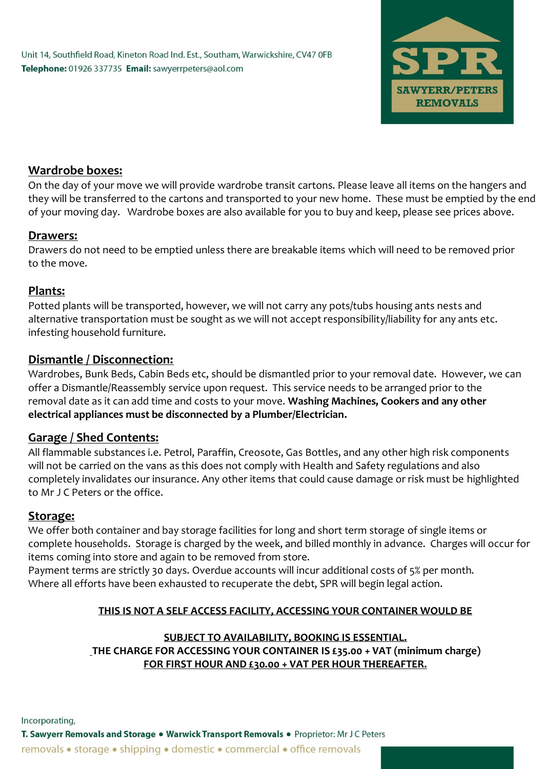Unit 14, Southfield Road, Kineton Road Ind. Est., Southam, Warwickshire, CV47 0FB
**Telephone:** 01926 337735 **Email:** sawyerrpeters@aol.com

SPR SAWYERR/PETERS REMOVALS

## Wardrobe boxes:

On the day of your move we will provide wardrobe transit cartons. Please leave all items on the hangers and they will be transferred to the cartons and transported to your new home. These must be emptied by the end of your moving day. Wardrobe boxes are also available for you to buy and keep, please see prices above.

## Drawers:

Drawers do not need to be emptied unless there are breakable items which will need to be removed prior to the move.

## Plants:

Potted plants will be transported, however, we will not carry any pots/tubs housing ants nests and alternative transportation must be sought as we will not accept responsibility/liability for any ants etc. infesting household furniture.

## Dismantle / Disconnection:

Wardrobes, Bunk Beds, Cabin Beds etc, should be dismantled prior to your removal date. However, we can offer a Dismantle/Reassembly service upon request. This service needs to be arranged prior to the removal date as it can add time and costs to your move. **Washing Machines, Cookers and any other electrical appliances must be disconnected by a Plumber/Electrician.**

## Garage / Shed Contents:

All flammable substances i.e. Petrol, Paraffin, Creosote, Gas Bottles, and any other high risk components will not be carried on the vans as this does not comply with Health and Safety regulations and also completely invalidates our insurance. Any other items that could cause damage or risk must be highlighted to Mr J C Peters or the office.

## Storage:

We offer both container and bay storage facilities for long and short term storage of single items or complete households. Storage is charged by the week, and billed monthly in advance. Charges will occur for items coming into store and again to be removed from store.
Payment terms are strictly 30 days. Overdue accounts will incur additional costs of 5% per month.
Where all efforts have been exhausted to recuperate the debt, SPR will begin legal action.

**THIS IS NOT A SELF ACCESS FACILITY, ACCESSING YOUR CONTAINER WOULD BE**

**SUBJECT TO AVAILABILITY, BOOKING IS ESSENTIAL.**
**THE CHARGE FOR ACCESSING YOUR CONTAINER IS £35.00 + VAT (minimum charge)**
**FOR FIRST HOUR AND £30.00 + VAT PER HOUR THEREAFTER.**

Incorporating,
**T. Sawyerr Removals and Storage • Warwick Transport Removals •** Proprietor: Mr J C Peters
removals • storage • shipping • domestic • commercial • office removals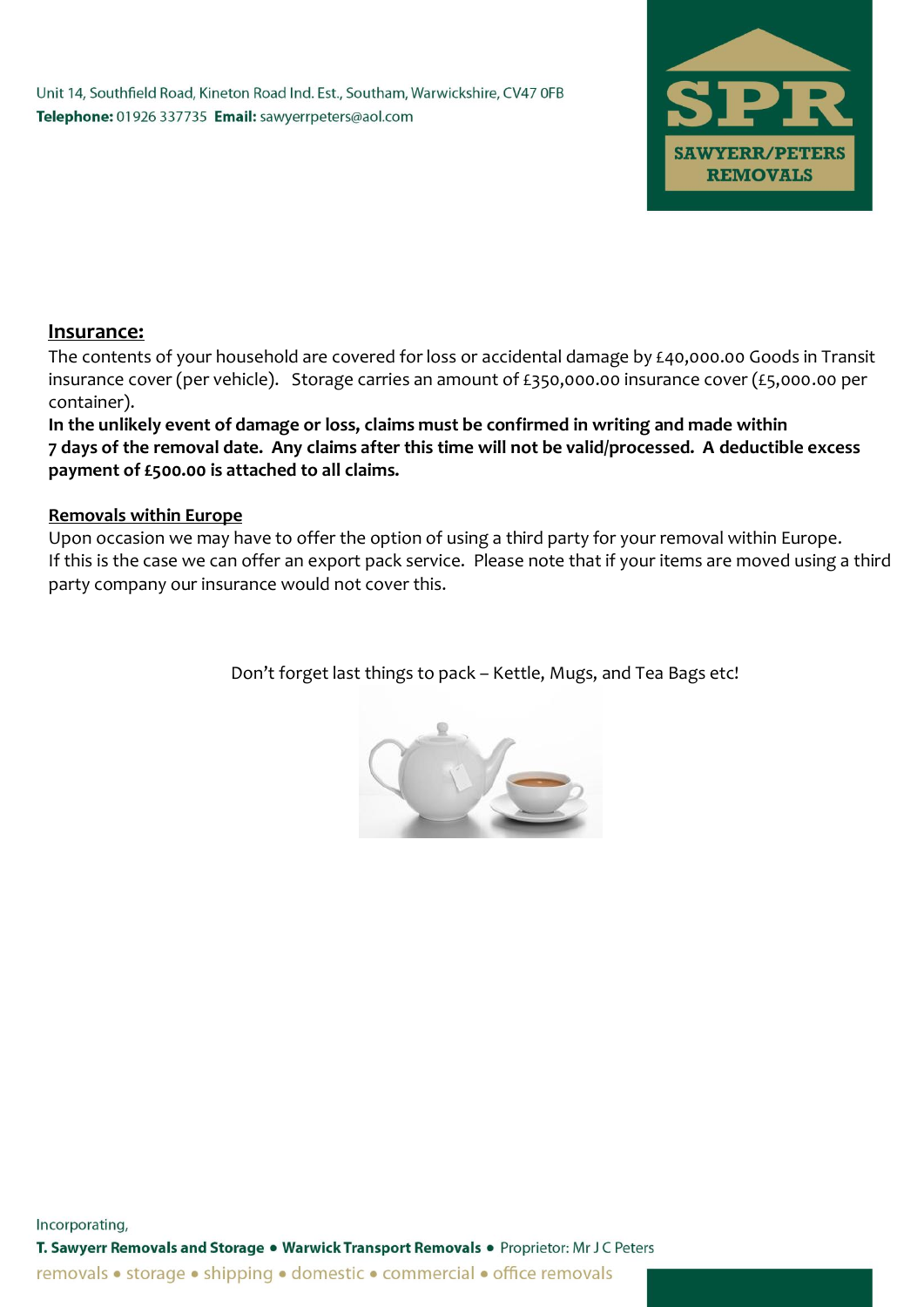## Insurance:

The contents of your household are covered for loss or accidental damage by £40,000.00 Goods in Transit insurance cover (per vehicle). Storage carries an amount of £350,000.00 insurance cover (£5,000.00 per container).

**In the unlikely event of damage or loss, claims must be confirmed in writing and made within 7 days of the removal date. Any claims after this time will not be valid/processed. A deductible excess payment of £500.00 is attached to all claims.**

## Removals within Europe

Upon occasion we may have to offer the option of using a third party for your removal within Europe. If this is the case we can offer an export pack service. Please note that if your items are moved using a third party company our insurance would not cover this.

Don't forget last things to pack – Kettle, Mugs, and Tea Bags etc!